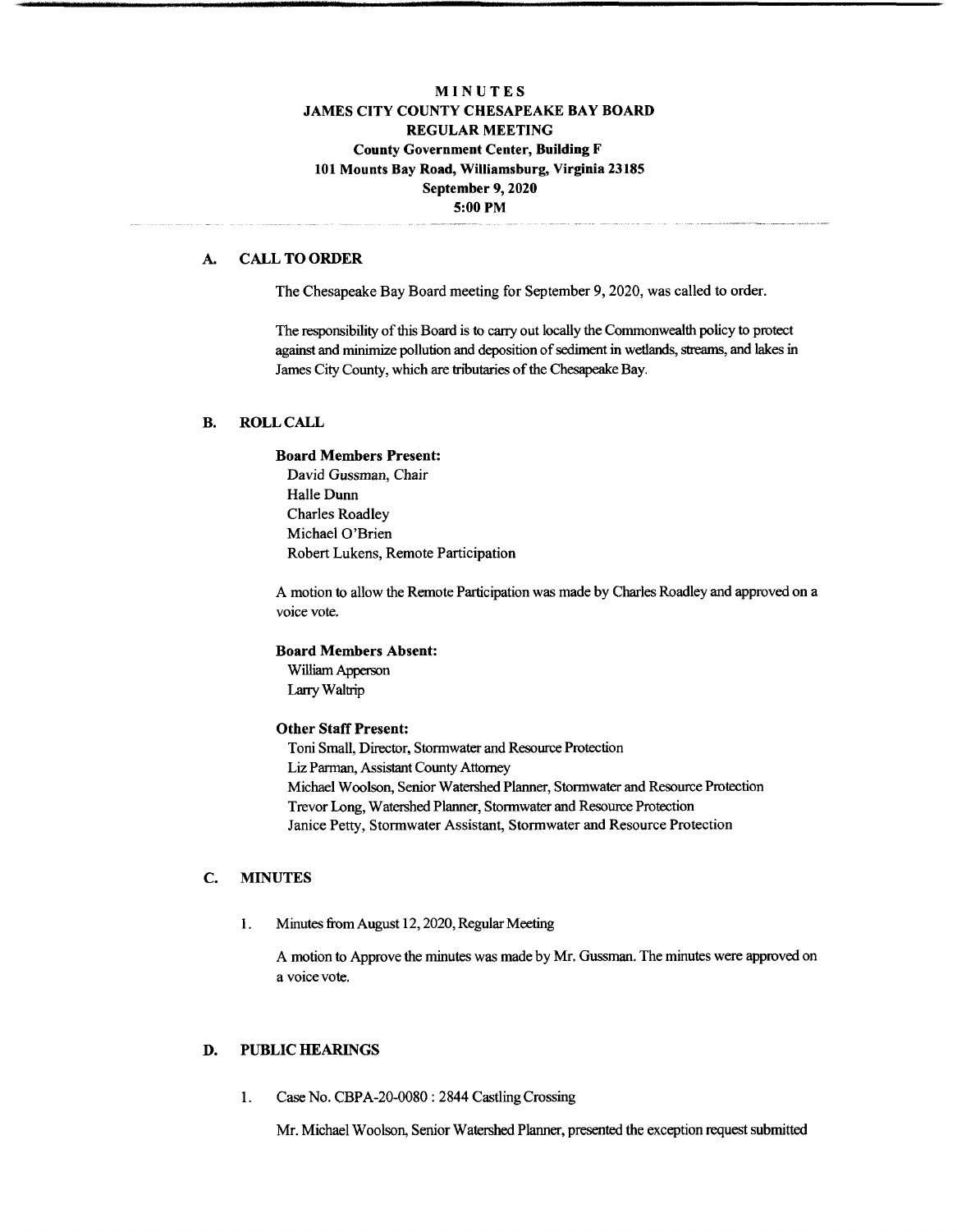# MINUTES
# JAMES CITY COUNTY CHESAPEAKE BAY BOARD
## REGULAR MEETING
**County Government Center, Building F**
**101 Mounts Bay Road, Williamsburg, Virginia 23185**
**September 9, 2020**
**5:00 PM**

## A. CALL TO ORDER

The Chesapeake Bay Board meeting for September 9, 2020, was called to order.

The responsibility of this Board is to carry out locally the Commonwealth policy to protect against and minimize pollution and deposition of sediment in wetlands, streams, and lakes in James City County, which are tributaries of the Chesapeake Bay.

## B. ROLL CALL

**Board Members Present:**
David Gussman, Chair
Halle Dunn
Charles Roadley
Michael O'Brien
Robert Lukens, Remote Participation

A motion to allow the Remote Participation was made by Charles Roadley and approved on a voice vote.

**Board Members Absent:**
William Apperson
Larry Waltrip

**Other Staff Present:**
Toni Small, Director, Stormwater and Resource Protection
Liz Parman, Assistant County Attorney
Michael Woolson, Senior Watershed Planner, Stormwater and Resource Protection
Trevor Long, Watershed Planner, Stormwater and Resource Protection
Janice Petty, Stormwater Assistant, Stormwater and Resource Protection

## C. MINUTES

1. Minutes from August 12, 2020, Regular Meeting

   A motion to Approve the minutes was made by Mr. Gussman. The minutes were approved on a voice vote.

## D. PUBLIC HEARINGS

1. Case No. CBPA-20-0080 : 2844 Castling Crossing

   Mr. Michael Woolson, Senior Watershed Planner, presented the exception request submitted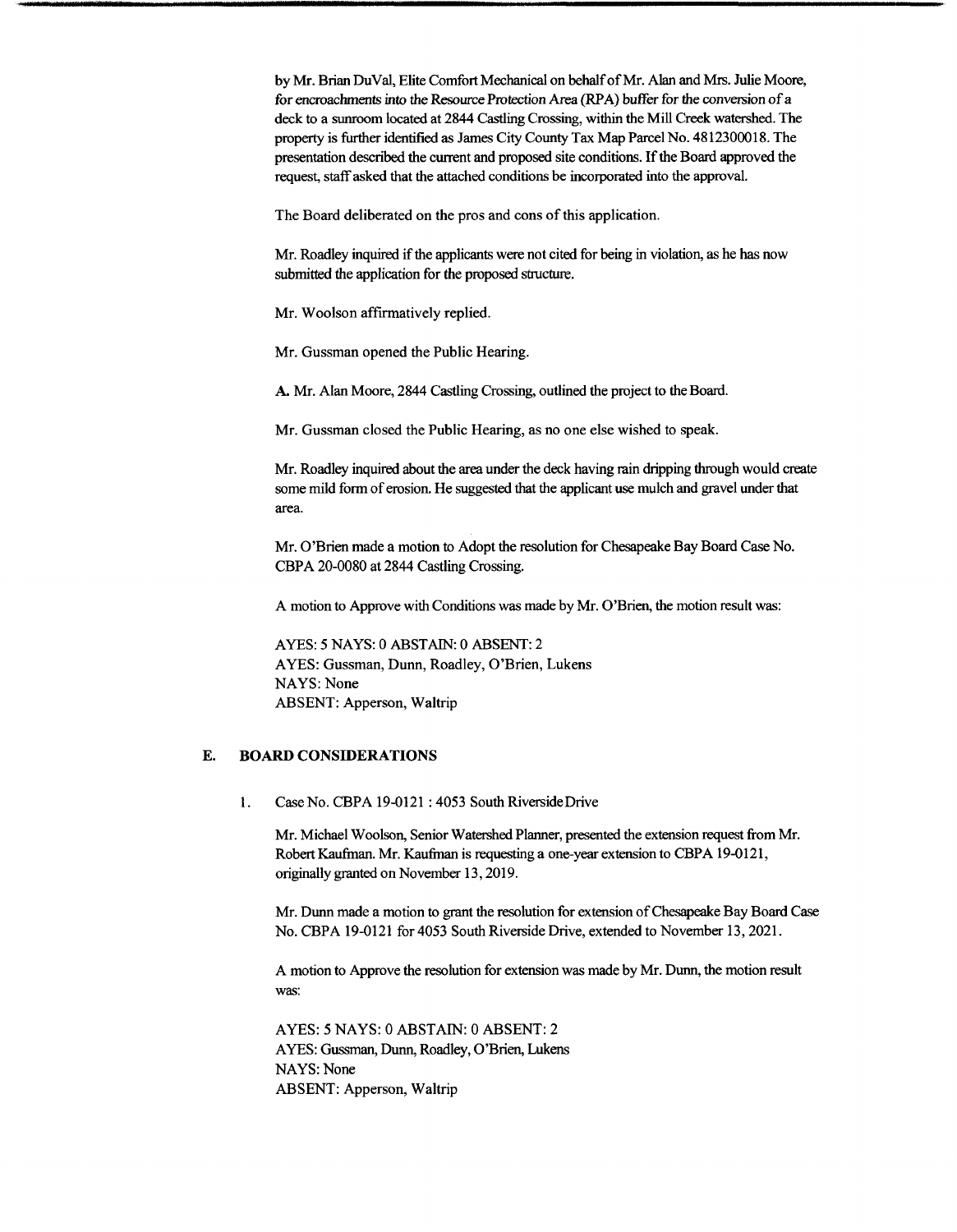by Mr. Brian DuVal, Elite Comfort Mechanical on behalf of Mr. Alan and Mrs. Julie Moore, for encroachments into the Resource Protection Area (RPA) buffer for the conversion of a deck to a sunroom located at 2844 Castling Crossing, within the Mill Creek watershed. The property is further identified as James City County Tax Map Parcel No. 4812300018. The presentation described the current and proposed site conditions. If the Board approved the request, staff asked that the attached conditions be incorporated into the approval.

The Board deliberated on the pros and cons of this application.

Mr. Roadley inquired if the applicants were not cited for being in violation, as he has now submitted the application for the proposed structure.

Mr. Woolson affirmatively replied.

Mr. Gussman opened the Public Hearing.

**A.** Mr. Alan Moore, 2844 Castling Crossing, outlined the project to the Board.

Mr. Gussman closed the Public Hearing, as no one else wished to speak.

Mr. Roadley inquired about the area under the deck having rain dripping through would create some mild form of erosion. He suggested that the applicant use mulch and gravel under that area.

Mr. O'Brien made a motion to Adopt the resolution for Chesapeake Bay Board Case No. CBPA 20-0080 at 2844 Castling Crossing.

A motion to Approve with Conditions was made by Mr. O'Brien, the motion result was:

AYES: 5 NAYS: 0 ABSTAIN: 0 ABSENT: 2
AYES: Gussman, Dunn, Roadley, O'Brien, Lukens
NAYS: None
ABSENT: Apperson, Waltrip

## E. BOARD CONSIDERATIONS

1. Case No. CBPA 19-0121 : 4053 South Riverside Drive

   Mr. Michael Woolson, Senior Watershed Planner, presented the extension request from Mr. Robert Kaufman. Mr. Kaufman is requesting a one-year extension to CBPA 19-0121, originally granted on November 13, 2019.

   Mr. Dunn made a motion to grant the resolution for extension of Chesapeake Bay Board Case No. CBPA 19-0121 for 4053 South Riverside Drive, extended to November 13, 2021.

   A motion to Approve the resolution for extension was made by Mr. Dunn, the motion result was:

   AYES: 5 NAYS: 0 ABSTAIN: 0 ABSENT: 2
   AYES: Gussman, Dunn, Roadley, O'Brien, Lukens
   NAYS: None
   ABSENT: Apperson, Waltrip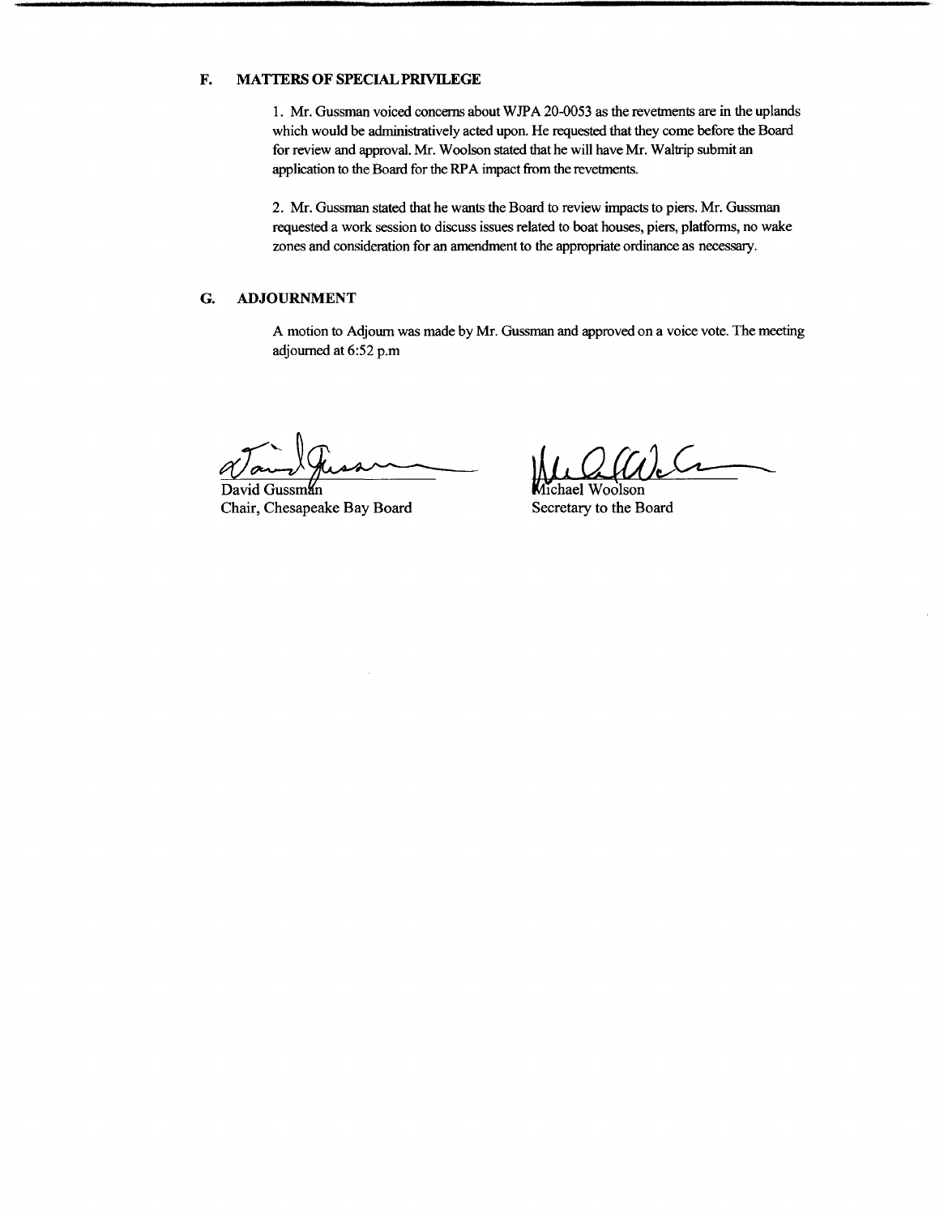## F. MATTERS OF SPECIAL PRIVILEGE

1. Mr. Gussman voiced concerns about WJPA 20-0053 as the revetments are in the uplands which would be administratively acted upon. He requested that they come before the Board for review and approval. Mr. Woolson stated that he will have Mr. Waltrip submit an application to the Board for the RPA impact from the revetments.

2. Mr. Gussman stated that he wants the Board to review impacts to piers. Mr. Gussman requested a work session to discuss issues related to boat houses, piers, platforms, no wake zones and consideration for an amendment to the appropriate ordinance as necessary.

## G. ADJOURNMENT

A motion to Adjourn was made by Mr. Gussman and approved on a voice vote. The meeting adjourned at 6:52 p.m

David Gussman
Chair, Chesapeake Bay Board

Michael Woolson
Secretary to the Board